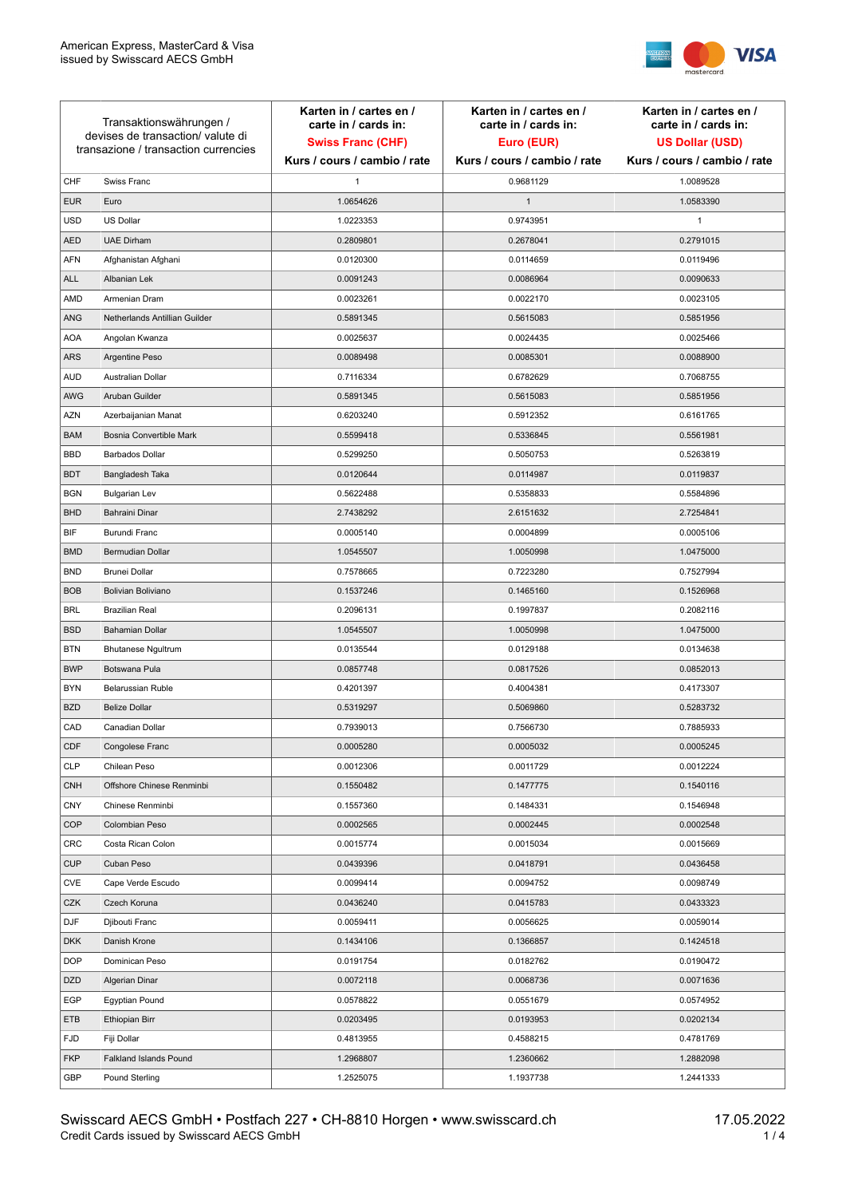American Express, MasterCard & Visa
issued by Swisscard AECS GmbH

| Transaktionswährungen / devises de transaction/ valute di transazione / transaction currencies | | Karten in / cartes en / carte in / cards in: **Swiss Franc (CHF)** Kurs / cours / cambio / rate | Karten in / cartes en / carte in / cards in: **Euro (EUR)** Kurs / cours / cambio / rate | Karten in / cartes en / carte in / cards in: **US Dollar (USD)** Kurs / cours / cambio / rate |
|---|---|---|---|---|
| CHF | Swiss Franc | 1 | 0.9681129 | 1.0089528 |
| EUR | Euro | 1.0654626 | 1 | 1.0583390 |
| USD | US Dollar | 1.0223353 | 0.9743951 | 1 |
| AED | UAE Dirham | 0.2809801 | 0.2678041 | 0.2791015 |
| AFN | Afghanistan Afghani | 0.0120300 | 0.0114659 | 0.0119496 |
| ALL | Albanian Lek | 0.0091243 | 0.0086964 | 0.0090633 |
| AMD | Armenian Dram | 0.0023261 | 0.0022170 | 0.0023105 |
| ANG | Netherlands Antillian Guilder | 0.5891345 | 0.5615083 | 0.5851956 |
| AOA | Angolan Kwanza | 0.0025637 | 0.0024435 | 0.0025466 |
| ARS | Argentine Peso | 0.0089498 | 0.0085301 | 0.0088900 |
| AUD | Australian Dollar | 0.7116334 | 0.6782629 | 0.7068755 |
| AWG | Aruban Guilder | 0.5891345 | 0.5615083 | 0.5851956 |
| AZN | Azerbaijanian Manat | 0.6203240 | 0.5912352 | 0.6161765 |
| BAM | Bosnia Convertible Mark | 0.5599418 | 0.5336845 | 0.5561981 |
| BBD | Barbados Dollar | 0.5299250 | 0.5050753 | 0.5263819 |
| BDT | Bangladesh Taka | 0.0120644 | 0.0114987 | 0.0119837 |
| BGN | Bulgarian Lev | 0.5622488 | 0.5358833 | 0.5584896 |
| BHD | Bahraini Dinar | 2.7438292 | 2.6151632 | 2.7254841 |
| BIF | Burundi Franc | 0.0005140 | 0.0004899 | 0.0005106 |
| BMD | Bermudian Dollar | 1.0545507 | 1.0050998 | 1.0475000 |
| BND | Brunei Dollar | 0.7578665 | 0.7223280 | 0.7527994 |
| BOB | Bolivian Boliviano | 0.1537246 | 0.1465160 | 0.1526968 |
| BRL | Brazilian Real | 0.2096131 | 0.1997837 | 0.2082116 |
| BSD | Bahamian Dollar | 1.0545507 | 1.0050998 | 1.0475000 |
| BTN | Bhutanese Ngultrum | 0.0135544 | 0.0129188 | 0.0134638 |
| BWP | Botswana Pula | 0.0857748 | 0.0817526 | 0.0852013 |
| BYN | Belarussian Ruble | 0.4201397 | 0.4004381 | 0.4173307 |
| BZD | Belize Dollar | 0.5319297 | 0.5069860 | 0.5283732 |
| CAD | Canadian Dollar | 0.7939013 | 0.7566730 | 0.7885933 |
| CDF | Congolese Franc | 0.0005280 | 0.0005032 | 0.0005245 |
| CLP | Chilean Peso | 0.0012306 | 0.0011729 | 0.0012224 |
| CNH | Offshore Chinese Renminbi | 0.1550482 | 0.1477775 | 0.1540116 |
| CNY | Chinese Renminbi | 0.1557360 | 0.1484331 | 0.1546948 |
| COP | Colombian Peso | 0.0002565 | 0.0002445 | 0.0002548 |
| CRC | Costa Rican Colon | 0.0015774 | 0.0015034 | 0.0015669 |
| CUP | Cuban Peso | 0.0439396 | 0.0418791 | 0.0436458 |
| CVE | Cape Verde Escudo | 0.0099414 | 0.0094752 | 0.0098749 |
| CZK | Czech Koruna | 0.0436240 | 0.0415783 | 0.0433323 |
| DJF | Djibouti Franc | 0.0059411 | 0.0056625 | 0.0059014 |
| DKK | Danish Krone | 0.1434106 | 0.1366857 | 0.1424518 |
| DOP | Dominican Peso | 0.0191754 | 0.0182762 | 0.0190472 |
| DZD | Algerian Dinar | 0.0072118 | 0.0068736 | 0.0071636 |
| EGP | Egyptian Pound | 0.0578822 | 0.0551679 | 0.0574952 |
| ETB | Ethiopian Birr | 0.0203495 | 0.0193953 | 0.0202134 |
| FJD | Fiji Dollar | 0.4813955 | 0.4588215 | 0.4781769 |
| FKP | Falkland Islands Pound | 1.2968807 | 1.2360662 | 1.2882098 |
| GBP | Pound Sterling | 1.2525075 | 1.1937738 | 1.2441333 |

Swisscard AECS GmbH • Postfach 227 • CH-8810 Horgen • www.swisscard.ch
Credit Cards issued by Swisscard AECS GmbH

17.05.2022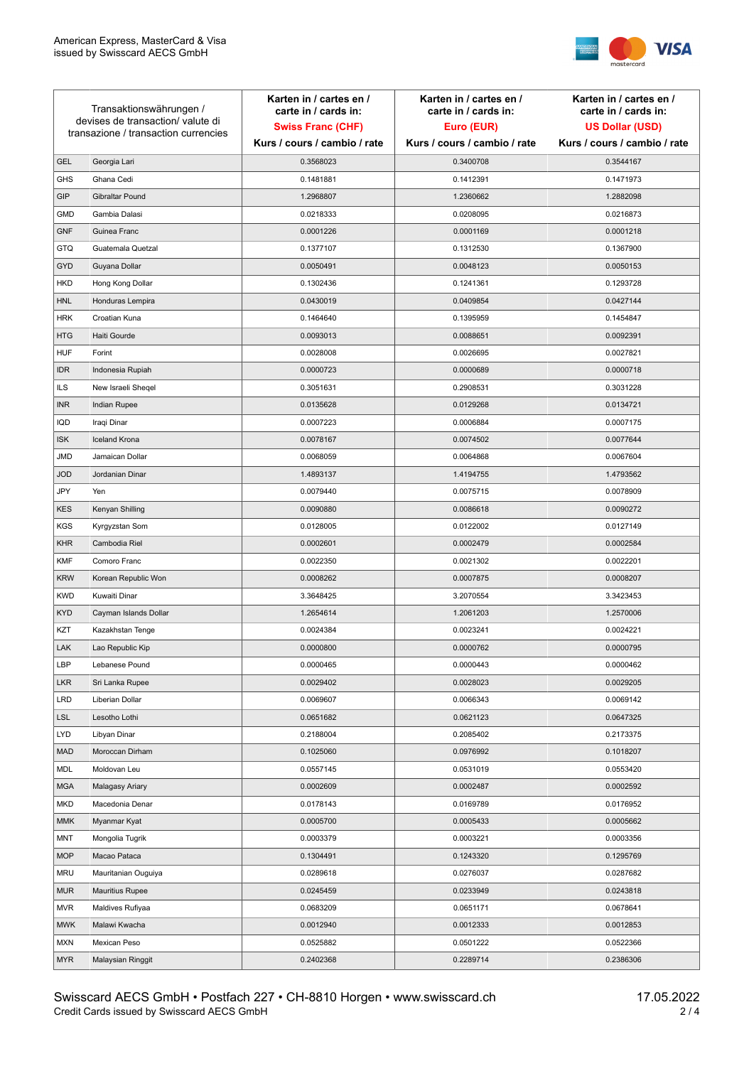| Transaktionswährungen / devises de transaction/ valute di transazione / transaction currencies | | Karten in / cartes en / carte in / cards in: **Swiss Franc (CHF)** Kurs / cours / cambio / rate | Karten in / cartes en / carte in / cards in: **Euro (EUR)** Kurs / cours / cambio / rate | Karten in / cartes en / carte in / cards in: **US Dollar (USD)** Kurs / cours / cambio / rate |
|---|---|---|---|---|
| GEL | Georgia Lari | 0.3568023 | 0.3400708 | 0.3544167 |
| GHS | Ghana Cedi | 0.1481881 | 0.1412391 | 0.1471973 |
| GIP | Gibraltar Pound | 1.2968807 | 1.2360662 | 1.2882098 |
| GMD | Gambia Dalasi | 0.0218333 | 0.0208095 | 0.0216873 |
| GNF | Guinea Franc | 0.0001226 | 0.0001169 | 0.0001218 |
| GTQ | Guatemala Quetzal | 0.1377107 | 0.1312530 | 0.1367900 |
| GYD | Guyana Dollar | 0.0050491 | 0.0048123 | 0.0050153 |
| HKD | Hong Kong Dollar | 0.1302436 | 0.1241361 | 0.1293728 |
| HNL | Honduras Lempira | 0.0430019 | 0.0409854 | 0.0427144 |
| HRK | Croatian Kuna | 0.1464640 | 0.1395959 | 0.1454847 |
| HTG | Haiti Gourde | 0.0093013 | 0.0088651 | 0.0092391 |
| HUF | Forint | 0.0028008 | 0.0026695 | 0.0027821 |
| IDR | Indonesia Rupiah | 0.0000723 | 0.0000689 | 0.0000718 |
| ILS | New Israeli Sheqel | 0.3051631 | 0.2908531 | 0.3031228 |
| INR | Indian Rupee | 0.0135628 | 0.0129268 | 0.0134721 |
| IQD | Iraqi Dinar | 0.0007223 | 0.0006884 | 0.0007175 |
| ISK | Iceland Krona | 0.0078167 | 0.0074502 | 0.0077644 |
| JMD | Jamaican Dollar | 0.0068059 | 0.0064868 | 0.0067604 |
| JOD | Jordanian Dinar | 1.4893137 | 1.4194755 | 1.4793562 |
| JPY | Yen | 0.0079440 | 0.0075715 | 0.0078909 |
| KES | Kenyan Shilling | 0.0090880 | 0.0086618 | 0.0090272 |
| KGS | Kyrgyzstan Som | 0.0128005 | 0.0122002 | 0.0127149 |
| KHR | Cambodia Riel | 0.0002601 | 0.0002479 | 0.0002584 |
| KMF | Comoro Franc | 0.0022350 | 0.0021302 | 0.0022201 |
| KRW | Korean Republic Won | 0.0008262 | 0.0007875 | 0.0008207 |
| KWD | Kuwaiti Dinar | 3.3648425 | 3.2070554 | 3.3423453 |
| KYD | Cayman Islands Dollar | 1.2654614 | 1.2061203 | 1.2570006 |
| KZT | Kazakhstan Tenge | 0.0024384 | 0.0023241 | 0.0024221 |
| LAK | Lao Republic Kip | 0.0000800 | 0.0000762 | 0.0000795 |
| LBP | Lebanese Pound | 0.0000465 | 0.0000443 | 0.0000462 |
| LKR | Sri Lanka Rupee | 0.0029402 | 0.0028023 | 0.0029205 |
| LRD | Liberian Dollar | 0.0069607 | 0.0066343 | 0.0069142 |
| LSL | Lesotho Lothi | 0.0651682 | 0.0621123 | 0.0647325 |
| LYD | Libyan Dinar | 0.2188004 | 0.2085402 | 0.2173375 |
| MAD | Moroccan Dirham | 0.1025060 | 0.0976992 | 0.1018207 |
| MDL | Moldovan Leu | 0.0557145 | 0.0531019 | 0.0553420 |
| MGA | Malagasy Ariary | 0.0002609 | 0.0002487 | 0.0002592 |
| MKD | Macedonia Denar | 0.0178143 | 0.0169789 | 0.0176952 |
| MMK | Myanmar Kyat | 0.0005700 | 0.0005433 | 0.0005662 |
| MNT | Mongolia Tugrik | 0.0003379 | 0.0003221 | 0.0003356 |
| MOP | Macao Pataca | 0.1304491 | 0.1243320 | 0.1295769 |
| MRU | Mauritanian Ouguiya | 0.0289618 | 0.0276037 | 0.0287682 |
| MUR | Mauritius Rupee | 0.0245459 | 0.0233949 | 0.0243818 |
| MVR | Maldives Rufiyaa | 0.0683209 | 0.0651171 | 0.0678641 |
| MWK | Malawi Kwacha | 0.0012940 | 0.0012333 | 0.0012853 |
| MXN | Mexican Peso | 0.0525882 | 0.0501222 | 0.0522366 |
| MYR | Malaysian Ringgit | 0.2402368 | 0.2289714 | 0.2386306 |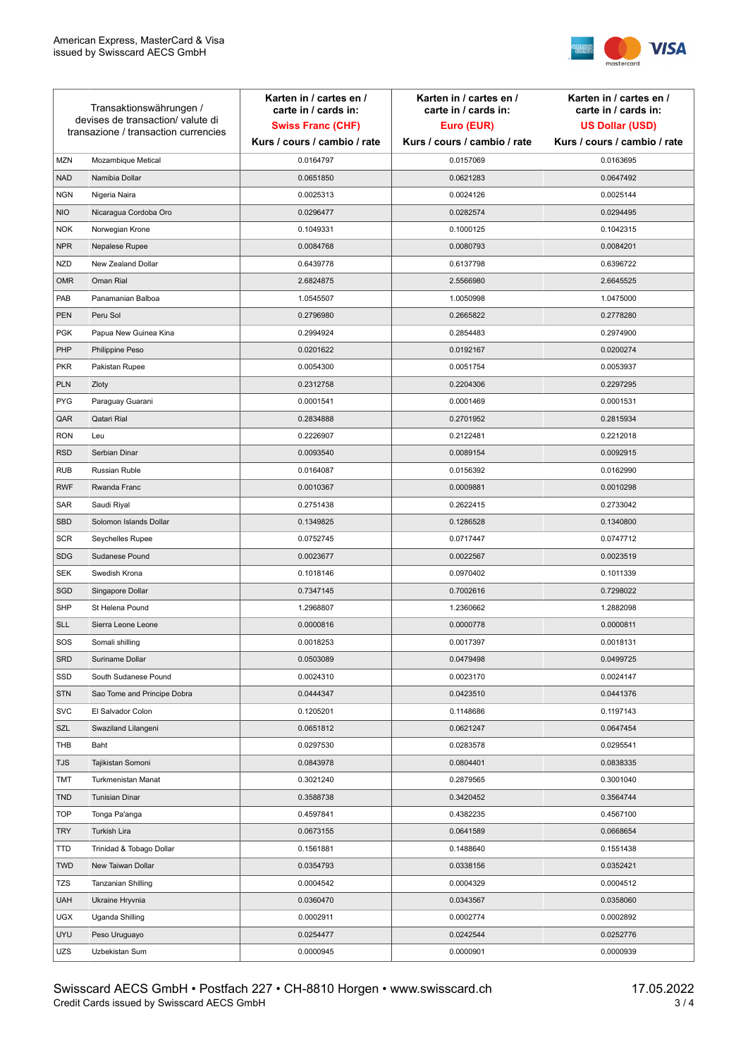| Transaktionswährungen / devises de transaction/ valute di transazione / transaction currencies | | Karten in / cartes en / carte in / cards in: **Swiss Franc (CHF)** Kurs / cours / cambio / rate | Karten in / cartes en / carte in / cards in: **Euro (EUR)** Kurs / cours / cambio / rate | Karten in / cartes en / carte in / cards in: **US Dollar (USD)** Kurs / cours / cambio / rate |
|---|---|---|---|---|
| MZN | Mozambique Metical | 0.0164797 | 0.0157069 | 0.0163695 |
| NAD | Namibia Dollar | 0.0651850 | 0.0621283 | 0.0647492 |
| NGN | Nigeria Naira | 0.0025313 | 0.0024126 | 0.0025144 |
| NIO | Nicaragua Cordoba Oro | 0.0296477 | 0.0282574 | 0.0294495 |
| NOK | Norwegian Krone | 0.1049331 | 0.1000125 | 0.1042315 |
| NPR | Nepalese Rupee | 0.0084768 | 0.0080793 | 0.0084201 |
| NZD | New Zealand Dollar | 0.6439778 | 0.6137798 | 0.6396722 |
| OMR | Oman Rial | 2.6824875 | 2.5566980 | 2.6645525 |
| PAB | Panamanian Balboa | 1.0545507 | 1.0050998 | 1.0475000 |
| PEN | Peru Sol | 0.2796980 | 0.2665822 | 0.2778280 |
| PGK | Papua New Guinea Kina | 0.2994924 | 0.2854483 | 0.2974900 |
| PHP | Philippine Peso | 0.0201622 | 0.0192167 | 0.0200274 |
| PKR | Pakistan Rupee | 0.0054300 | 0.0051754 | 0.0053937 |
| PLN | Zloty | 0.2312758 | 0.2204306 | 0.2297295 |
| PYG | Paraguay Guarani | 0.0001541 | 0.0001469 | 0.0001531 |
| QAR | Qatari Rial | 0.2834888 | 0.2701952 | 0.2815934 |
| RON | Leu | 0.2226907 | 0.2122481 | 0.2212018 |
| RSD | Serbian Dinar | 0.0093540 | 0.0089154 | 0.0092915 |
| RUB | Russian Ruble | 0.0164087 | 0.0156392 | 0.0162990 |
| RWF | Rwanda Franc | 0.0010367 | 0.0009881 | 0.0010298 |
| SAR | Saudi Riyal | 0.2751438 | 0.2622415 | 0.2733042 |
| SBD | Solomon Islands Dollar | 0.1349825 | 0.1286528 | 0.1340800 |
| SCR | Seychelles Rupee | 0.0752745 | 0.0717447 | 0.0747712 |
| SDG | Sudanese Pound | 0.0023677 | 0.0022567 | 0.0023519 |
| SEK | Swedish Krona | 0.1018146 | 0.0970402 | 0.1011339 |
| SGD | Singapore Dollar | 0.7347145 | 0.7002616 | 0.7298022 |
| SHP | St Helena Pound | 1.2968807 | 1.2360662 | 1.2882098 |
| SLL | Sierra Leone Leone | 0.0000816 | 0.0000778 | 0.0000811 |
| SOS | Somali shilling | 0.0018253 | 0.0017397 | 0.0018131 |
| SRD | Suriname Dollar | 0.0503089 | 0.0479498 | 0.0499725 |
| SSD | South Sudanese Pound | 0.0024310 | 0.0023170 | 0.0024147 |
| STN | Sao Tome and Principe Dobra | 0.0444347 | 0.0423510 | 0.0441376 |
| SVC | El Salvador Colon | 0.1205201 | 0.1148686 | 0.1197143 |
| SZL | Swaziland Lilangeni | 0.0651812 | 0.0621247 | 0.0647454 |
| THB | Baht | 0.0297530 | 0.0283578 | 0.0295541 |
| TJS | Tajikistan Somoni | 0.0843978 | 0.0804401 | 0.0838335 |
| TMT | Turkmenistan Manat | 0.3021240 | 0.2879565 | 0.3001040 |
| TND | Tunisian Dinar | 0.3588738 | 0.3420452 | 0.3564744 |
| TOP | Tonga Pa'anga | 0.4597841 | 0.4382235 | 0.4567100 |
| TRY | Turkish Lira | 0.0673155 | 0.0641589 | 0.0668654 |
| TTD | Trinidad & Tobago Dollar | 0.1561881 | 0.1488640 | 0.1551438 |
| TWD | New Taiwan Dollar | 0.0354793 | 0.0338156 | 0.0352421 |
| TZS | Tanzanian Shilling | 0.0004542 | 0.0004329 | 0.0004512 |
| UAH | Ukraine Hryvnia | 0.0360470 | 0.0343567 | 0.0358060 |
| UGX | Uganda Shilling | 0.0002911 | 0.0002774 | 0.0002892 |
| UYU | Peso Uruguayo | 0.0254477 | 0.0242544 | 0.0252776 |
| UZS | Uzbekistan Sum | 0.0000945 | 0.0000901 | 0.0000939 |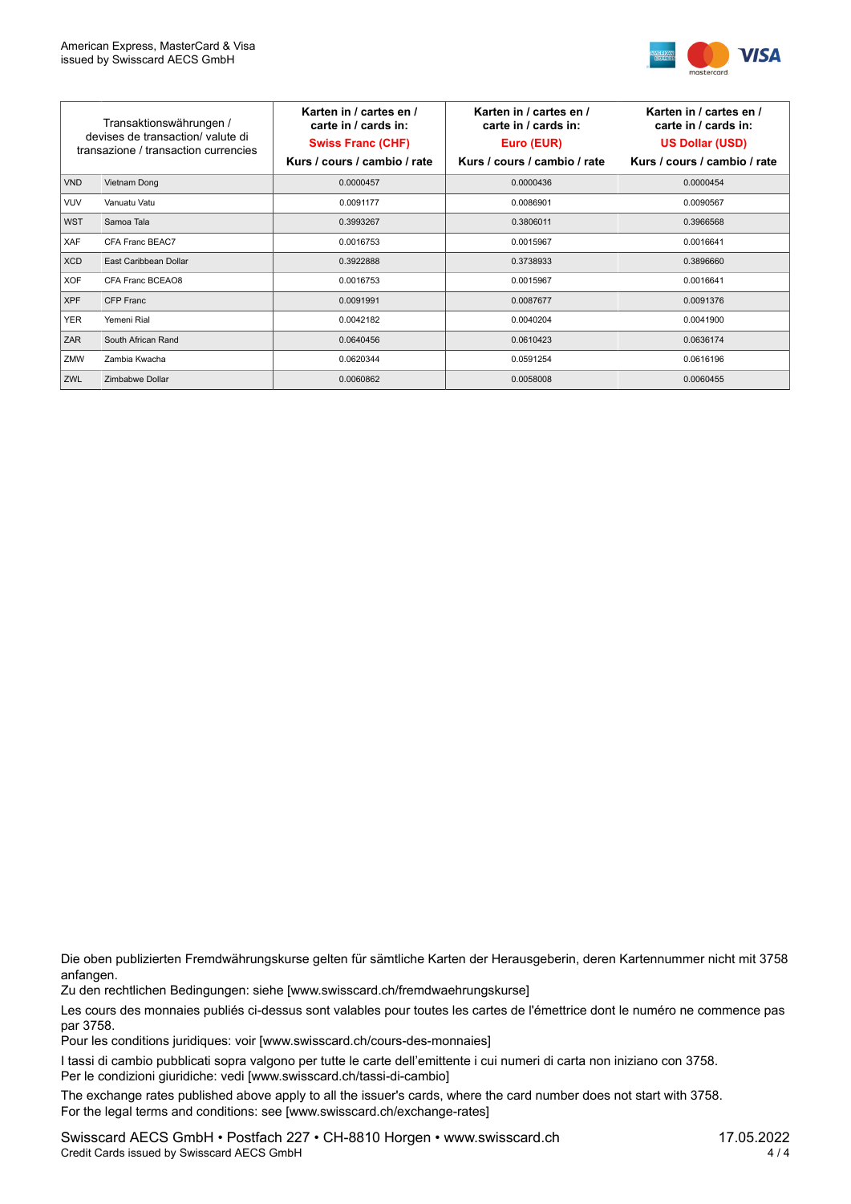| Transaktionswährungen / devises de transaction/ valute di transazione / transaction currencies | | Karten in / cartes en / carte in / cards in: **Swiss Franc (CHF)** Kurs / cours / cambio / rate | Karten in / cartes en / carte in / cards in: **Euro (EUR)** Kurs / cours / cambio / rate | Karten in / cartes en / carte in / cards in: **US Dollar (USD)** Kurs / cours / cambio / rate |
|---|---|---|---|---|
| VND | Vietnam Dong | 0.0000457 | 0.0000436 | 0.0000454 |
| VUV | Vanuatu Vatu | 0.0091177 | 0.0086901 | 0.0090567 |
| WST | Samoa Tala | 0.3993267 | 0.3806011 | 0.3966568 |
| XAF | CFA Franc BEAC7 | 0.0016753 | 0.0015967 | 0.0016641 |
| XCD | East Caribbean Dollar | 0.3922888 | 0.3738933 | 0.3896660 |
| XOF | CFA Franc BCEAO8 | 0.0016753 | 0.0015967 | 0.0016641 |
| XPF | CFP Franc | 0.0091991 | 0.0087677 | 0.0091376 |
| YER | Yemeni Rial | 0.0042182 | 0.0040204 | 0.0041900 |
| ZAR | South African Rand | 0.0640456 | 0.0610423 | 0.0636174 |
| ZMW | Zambia Kwacha | 0.0620344 | 0.0591254 | 0.0616196 |
| ZWL | Zimbabwe Dollar | 0.0060862 | 0.0058008 | 0.0060455 |

Die oben publizierten Fremdwährungskurse gelten für sämtliche Karten der Herausgeberin, deren Kartennummer nicht mit 3758 anfangen.
Zu den rechtlichen Bedingungen: siehe [www.swisscard.ch/fremdwaehrungskurse]

Les cours des monnaies publiés ci-dessus sont valables pour toutes les cartes de l'émettrice dont le numéro ne commence pas par 3758.
Pour les conditions juridiques: voir [www.swisscard.ch/cours-des-monnaies]

I tassi di cambio pubblicati sopra valgono per tutte le carte dell'emittente i cui numeri di carta non iniziano con 3758.
Per le condizioni giuridiche: vedi [www.swisscard.ch/tassi-di-cambio]

The exchange rates published above apply to all the issuer's cards, where the card number does not start with 3758.
For the legal terms and conditions: see [www.swisscard.ch/exchange-rates]

Swisscard AECS GmbH • Postfach 227 • CH-8810 Horgen • www.swisscard.ch
Credit Cards issued by Swisscard AECS GmbH

17.05.2022